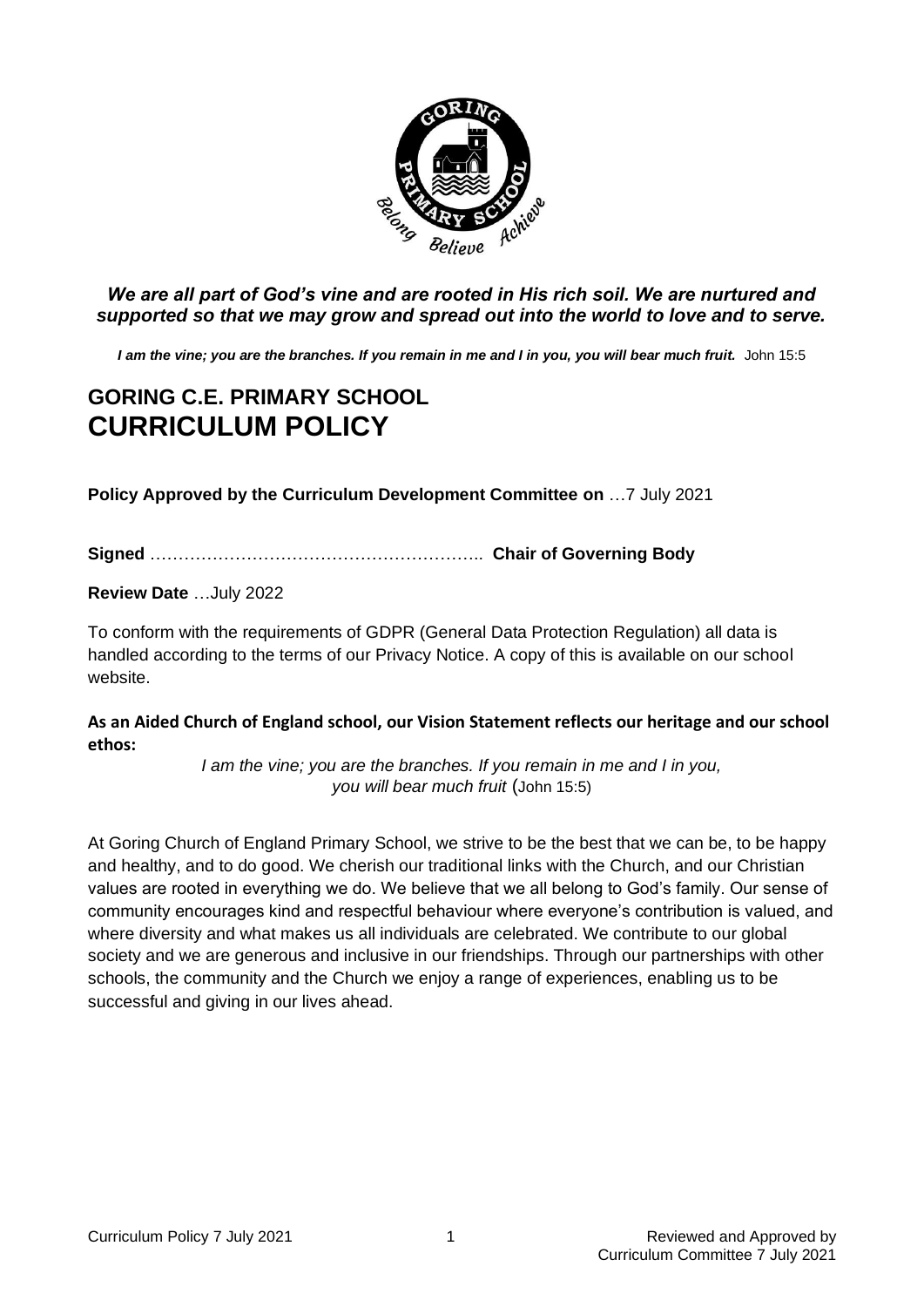***We are all part of God's vine and are rooted in His rich soil. We are nurtured and supported so that we may grow and spread out into the world to love and to serve.***

***I am the vine; you are the branches. If you remain in me and I in you, you will bear much fruit.*** John 15:5

# GORING C.E. PRIMARY SCHOOL
# CURRICULUM POLICY

**Policy Approved by the Curriculum Development Committee on** …7 July 2021

**Signed** ………………………………………………….. **Chair of Governing Body**

**Review Date** …July 2022

To conform with the requirements of GDPR (General Data Protection Regulation) all data is handled according to the terms of our Privacy Notice. A copy of this is available on our school website.

**As an Aided Church of England school, our Vision Statement reflects our heritage and our school ethos:**

*I am the vine; you are the branches. If you remain in me and I in you, you will bear much fruit* (John 15:5)

At Goring Church of England Primary School, we strive to be the best that we can be, to be happy and healthy, and to do good. We cherish our traditional links with the Church, and our Christian values are rooted in everything we do. We believe that we all belong to God's family. Our sense of community encourages kind and respectful behaviour where everyone's contribution is valued, and where diversity and what makes us all individuals are celebrated. We contribute to our global society and we are generous and inclusive in our friendships. Through our partnerships with other schools, the community and the Church we enjoy a range of experiences, enabling us to be successful and giving in our lives ahead.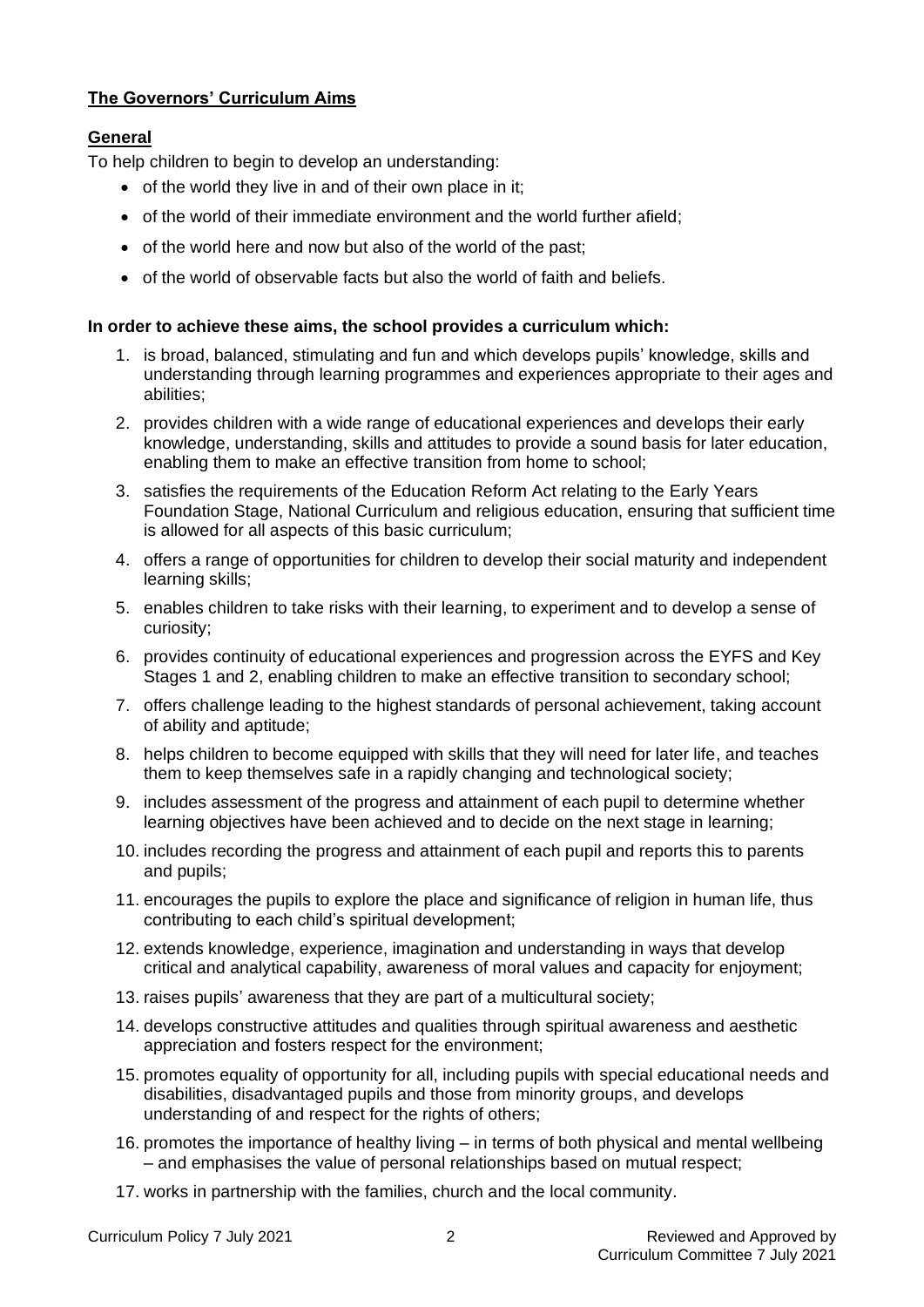## The Governors' Curriculum Aims

### General

To help children to begin to develop an understanding:

- of the world they live in and of their own place in it;
- of the world of their immediate environment and the world further afield;
- of the world here and now but also of the world of the past;
- of the world of observable facts but also the world of faith and beliefs.

**In order to achieve these aims, the school provides a curriculum which:**

1. is broad, balanced, stimulating and fun and which develops pupils' knowledge, skills and understanding through learning programmes and experiences appropriate to their ages and abilities;
2. provides children with a wide range of educational experiences and develops their early knowledge, understanding, skills and attitudes to provide a sound basis for later education, enabling them to make an effective transition from home to school;
3. satisfies the requirements of the Education Reform Act relating to the Early Years Foundation Stage, National Curriculum and religious education, ensuring that sufficient time is allowed for all aspects of this basic curriculum;
4. offers a range of opportunities for children to develop their social maturity and independent learning skills;
5. enables children to take risks with their learning, to experiment and to develop a sense of curiosity;
6. provides continuity of educational experiences and progression across the EYFS and Key Stages 1 and 2, enabling children to make an effective transition to secondary school;
7. offers challenge leading to the highest standards of personal achievement, taking account of ability and aptitude;
8. helps children to become equipped with skills that they will need for later life, and teaches them to keep themselves safe in a rapidly changing and technological society;
9. includes assessment of the progress and attainment of each pupil to determine whether learning objectives have been achieved and to decide on the next stage in learning;
10. includes recording the progress and attainment of each pupil and reports this to parents and pupils;
11. encourages the pupils to explore the place and significance of religion in human life, thus contributing to each child's spiritual development;
12. extends knowledge, experience, imagination and understanding in ways that develop critical and analytical capability, awareness of moral values and capacity for enjoyment;
13. raises pupils' awareness that they are part of a multicultural society;
14. develops constructive attitudes and qualities through spiritual awareness and aesthetic appreciation and fosters respect for the environment;
15. promotes equality of opportunity for all, including pupils with special educational needs and disabilities, disadvantaged pupils and those from minority groups, and develops understanding of and respect for the rights of others;
16. promotes the importance of healthy living – in terms of both physical and mental wellbeing – and emphasises the value of personal relationships based on mutual respect;
17. works in partnership with the families, church and the local community.